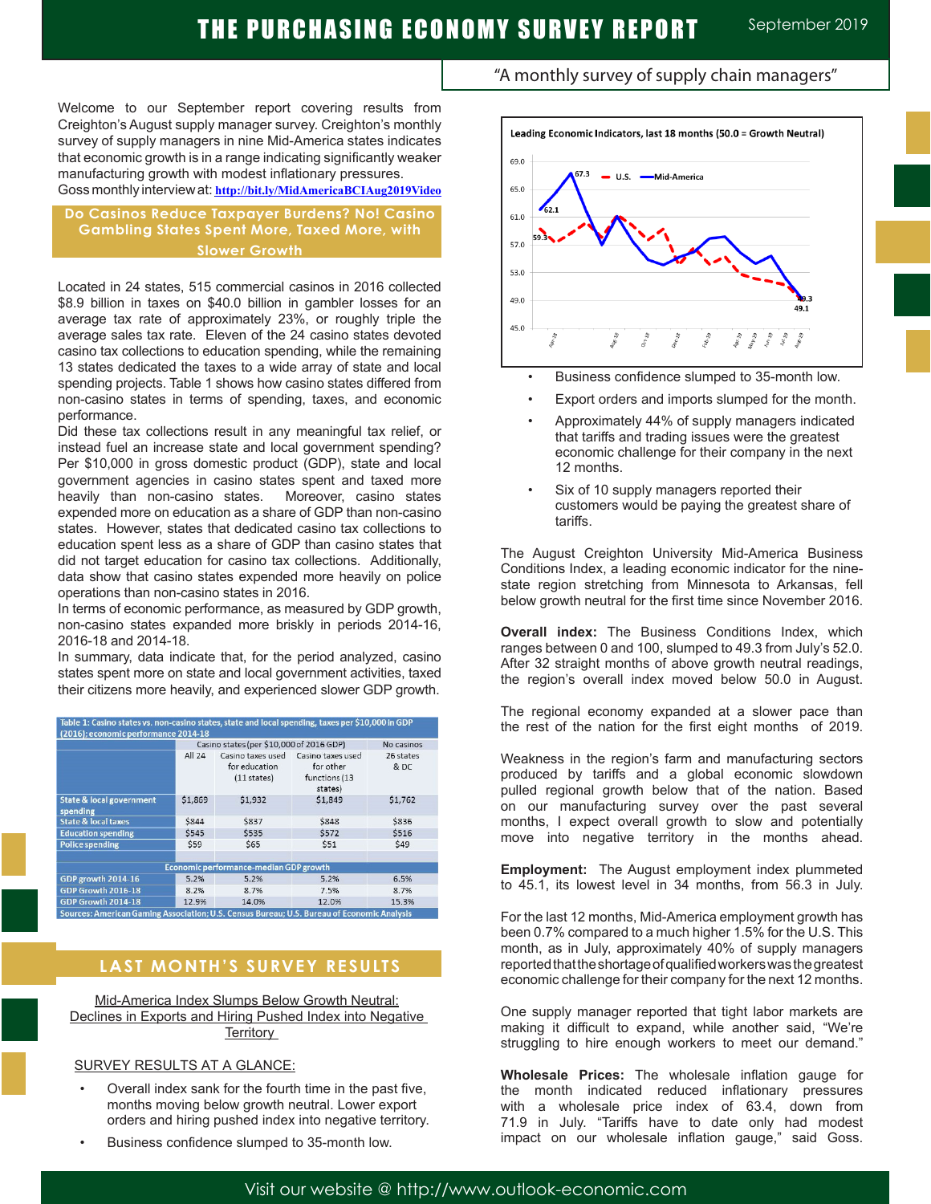# THE PURCHASING ECONOMY SURVEY REPORT

September 2019

"A monthly survey of supply chain managers"

Welcome to our September report covering results from Creighton's August supply manager survey. Creighton's monthly survey of supply managers in nine Mid-America states indicates that economic growth is in a range indicating significantly weaker manufacturing growth with modest inflationary pressures. Goss monthly interview at: http://bit.ly/MidAmericaBCIAug2019Video

## Do Casinos Reduce Taxpayer Burdens? No! Casino Gambling States Spent More, Taxed More, with Slower Growth

Located in 24 states, 515 commercial casinos in 2016 collected $8.9 billion in taxes on $40.0 billion in gambler losses for an average tax rate of approximately 23%, or roughly triple the average sales tax rate. Eleven of the 24 casino states devoted casino tax collections to education spending, while the remaining 13 states dedicated the taxes to a wide array of state and local spending projects. Table 1 shows how casino states differed from non-casino states in terms of spending, taxes, and economic performance.

Did these tax collections result in any meaningful tax relief, or instead fuel an increase state and local government spending? Per $10,000 in gross domestic product (GDP), state and local government agencies in casino states spent and taxed more heavily than non-casino states. Moreover, casino states expended more on education as a share of GDP than non-casino states. However, states that dedicated casino tax collections to education spent less as a share of GDP than casino states that did not target education for casino tax collections. Additionally, data show that casino states expended more heavily on police operations than non-casino states in 2016.

In terms of economic performance, as measured by GDP growth, non-casino states expanded more briskly in periods 2014-16, 2016-18 and 2014-18.

In summary, data indicate that, for the period analyzed, casino states spent more on state and local government activities, taxed their citizens more heavily, and experienced slower GDP growth.

**Table 1: Casino states vs. non-casino states, state and local spending, taxes per $10,000 in GDP (2016); economic performance 2014-18**

| | Casino states (per $10,000 of 2016 GDP) | | | No casinos |
|---|---|---|---|---|
| | All 24 | Casino taxes used for education (11 states) | Casino taxes used for other functions (13 states) | 26 states & DC |
| State & local government spending | $1,869 | $1,932 | $1,849 | $1,762 |
| State & local taxes | $844 | $837 | $848 | $836 |
| Education spending | $545 | $535 | $572 | $516 |
| Police spending | $59 | $65 | $51 | $49 |
| **Economic performance-median GDP growth** | | | | |
| GDP growth 2014-16 | 5.2% | 5.2% | 5.2% | 6.5% |
| GDP Growth 2016-18 | 8.2% | 8.7% | 7.5% | 8.7% |
| GDP Growth 2014-18 | 12.9% | 14.0% | 12.0% | 15.3% |

Sources: American Gaming Association; U.S. Census Bureau; U.S. Bureau of Economic Analysis

## LAST MONTH'S SURVEY RESULTS

Mid-America Index Slumps Below Growth Neutral: Declines in Exports and Hiring Pushed Index into Negative Territory

SURVEY RESULTS AT A GLANCE:

- Overall index sank for the fourth time in the past five, months moving below growth neutral. Lower export orders and hiring pushed index into negative territory.
- Business confidence slumped to 35-month low.

Leading Economic Indicators, last 18 months (50.0 = Growth Neutral)

- Business confidence slumped to 35-month low.
- Export orders and imports slumped for the month.
- Approximately 44% of supply managers indicated that tariffs and trading issues were the greatest economic challenge for their company in the next 12 months.
- Six of 10 supply managers reported their customers would be paying the greatest share of tariffs.

The August Creighton University Mid-America Business Conditions Index, a leading economic indicator for the nine-state region stretching from Minnesota to Arkansas, fell below growth neutral for the first time since November 2016.

**Overall index:** The Business Conditions Index, which ranges between 0 and 100, slumped to 49.3 from July's 52.0. After 32 straight months of above growth neutral readings, the region's overall index moved below 50.0 in August.

The regional economy expanded at a slower pace than the rest of the nation for the first eight months of 2019.

Weakness in the region's farm and manufacturing sectors produced by tariffs and a global economic slowdown pulled regional growth below that of the nation. Based on our manufacturing survey over the past several months, I expect overall growth to slow and potentially move into negative territory in the months ahead.

**Employment:** The August employment index plummeted to 45.1, its lowest level in 34 months, from 56.3 in July.

For the last 12 months, Mid-America employment growth has been 0.7% compared to a much higher 1.5% for the U.S. This month, as in July, approximately 40% of supply managers reported that the shortage of qualified workers was the greatest economic challenge for their company for the next 12 months.

One supply manager reported that tight labor markets are making it difficult to expand, while another said, "We're struggling to hire enough workers to meet our demand."

**Wholesale Prices:** The wholesale inflation gauge for the month indicated reduced inflationary pressures with a wholesale price index of 63.4, down from 71.9 in July. "Tariffs have to date only had modest impact on our wholesale inflation gauge," said Goss.

Visit our website @ http://www.outlook-economic.com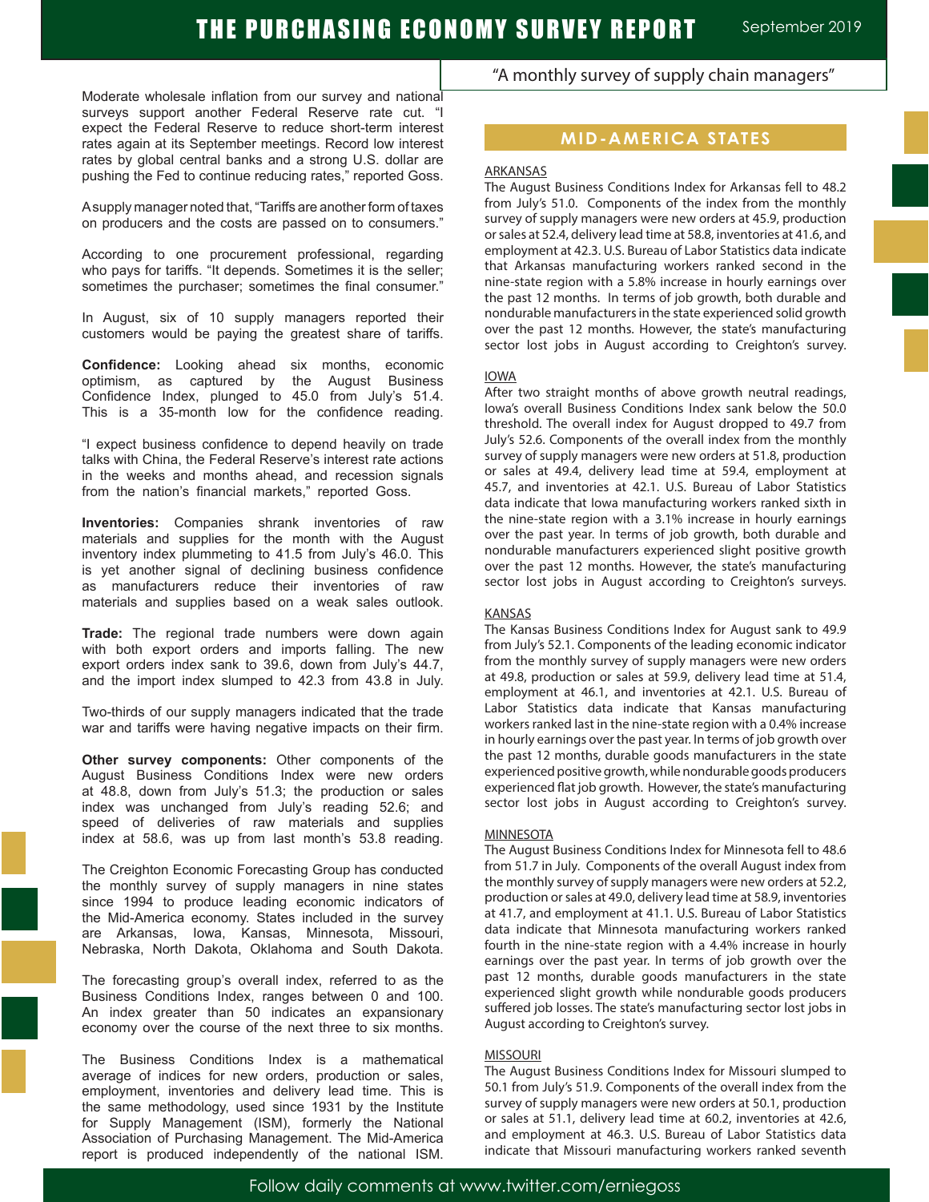Moderate wholesale inflation from our survey and national surveys support another Federal Reserve rate cut. "I expect the Federal Reserve to reduce short-term interest rates again at its September meetings. Record low interest rates by global central banks and a strong U.S. dollar are pushing the Fed to continue reducing rates," reported Goss.

A supply manager noted that, "Tariffs are another form of taxes on producers and the costs are passed on to consumers."

According to one procurement professional, regarding who pays for tariffs. "It depends. Sometimes it is the seller; sometimes the purchaser; sometimes the final consumer."

In August, six of 10 supply managers reported their customers would be paying the greatest share of tariffs.

**Confidence:** Looking ahead six months, economic optimism, as captured by the August Business Confidence Index, plunged to 45.0 from July's 51.4. This is a 35-month low for the confidence reading.

"I expect business confidence to depend heavily on trade talks with China, the Federal Reserve's interest rate actions in the weeks and months ahead, and recession signals from the nation's financial markets," reported Goss.

**Inventories:** Companies shrank inventories of raw materials and supplies for the month with the August inventory index plummeting to 41.5 from July's 46.0. This is yet another signal of declining business confidence as manufacturers reduce their inventories of raw materials and supplies based on a weak sales outlook.

**Trade:** The regional trade numbers were down again with both export orders and imports falling. The new export orders index sank to 39.6, down from July's 44.7, and the import index slumped to 42.3 from 43.8 in July.

Two-thirds of our supply managers indicated that the trade war and tariffs were having negative impacts on their firm.

**Other survey components:** Other components of the August Business Conditions Index were new orders at 48.8, down from July's 51.3; the production or sales index was unchanged from July's reading 52.6; and speed of deliveries of raw materials and supplies index at 58.6, was up from last month's 53.8 reading.

The Creighton Economic Forecasting Group has conducted the monthly survey of supply managers in nine states since 1994 to produce leading economic indicators of the Mid-America economy. States included in the survey are Arkansas, Iowa, Kansas, Minnesota, Missouri, Nebraska, North Dakota, Oklahoma and South Dakota.

The forecasting group's overall index, referred to as the Business Conditions Index, ranges between 0 and 100. An index greater than 50 indicates an expansionary economy over the course of the next three to six months.

The Business Conditions Index is a mathematical average of indices for new orders, production or sales, employment, inventories and delivery lead time. This is the same methodology, used since 1931 by the Institute for Supply Management (ISM), formerly the National Association of Purchasing Management. The Mid-America report is produced independently of the national ISM.

## MID-AMERICA STATES

### ARKANSAS

The August Business Conditions Index for Arkansas fell to 48.2 from July's 51.0. Components of the index from the monthly survey of supply managers were new orders at 45.9, production or sales at 52.4, delivery lead time at 58.8, inventories at 41.6, and employment at 42.3. U.S. Bureau of Labor Statistics data indicate that Arkansas manufacturing workers ranked second in the nine-state region with a 5.8% increase in hourly earnings over the past 12 months. In terms of job growth, both durable and nondurable manufacturers in the state experienced solid growth over the past 12 months. However, the state's manufacturing sector lost jobs in August according to Creighton's survey.

### IOWA

After two straight months of above growth neutral readings, Iowa's overall Business Conditions Index sank below the 50.0 threshold. The overall index for August dropped to 49.7 from July's 52.6. Components of the overall index from the monthly survey of supply managers were new orders at 51.8, production or sales at 49.4, delivery lead time at 59.4, employment at 45.7, and inventories at 42.1. U.S. Bureau of Labor Statistics data indicate that Iowa manufacturing workers ranked sixth in the nine-state region with a 3.1% increase in hourly earnings over the past year. In terms of job growth, both durable and nondurable manufacturers experienced slight positive growth over the past 12 months. However, the state's manufacturing sector lost jobs in August according to Creighton's surveys.

### KANSAS

The Kansas Business Conditions Index for August sank to 49.9 from July's 52.1. Components of the leading economic indicator from the monthly survey of supply managers were new orders at 49.8, production or sales at 59.9, delivery lead time at 51.4, employment at 46.1, and inventories at 42.1. U.S. Bureau of Labor Statistics data indicate that Kansas manufacturing workers ranked last in the nine-state region with a 0.4% increase in hourly earnings over the past year. In terms of job growth over the past 12 months, durable goods manufacturers in the state experienced positive growth, while nondurable goods producers experienced flat job growth. However, the state's manufacturing sector lost jobs in August according to Creighton's survey.

### MINNESOTA

The August Business Conditions Index for Minnesota fell to 48.6 from 51.7 in July. Components of the overall August index from the monthly survey of supply managers were new orders at 52.2, production or sales at 49.0, delivery lead time at 58.9, inventories at 41.7, and employment at 41.1. U.S. Bureau of Labor Statistics data indicate that Minnesota manufacturing workers ranked fourth in the nine-state region with a 4.4% increase in hourly earnings over the past year. In terms of job growth over the past 12 months, durable goods manufacturers in the state experienced slight growth while nondurable goods producers suffered job losses. The state's manufacturing sector lost jobs in August according to Creighton's survey.

### MISSOURI

The August Business Conditions Index for Missouri slumped to 50.1 from July's 51.9. Components of the overall index from the survey of supply managers were new orders at 50.1, production or sales at 51.1, delivery lead time at 60.2, inventories at 42.6, and employment at 46.3. U.S. Bureau of Labor Statistics data indicate that Missouri manufacturing workers ranked seventh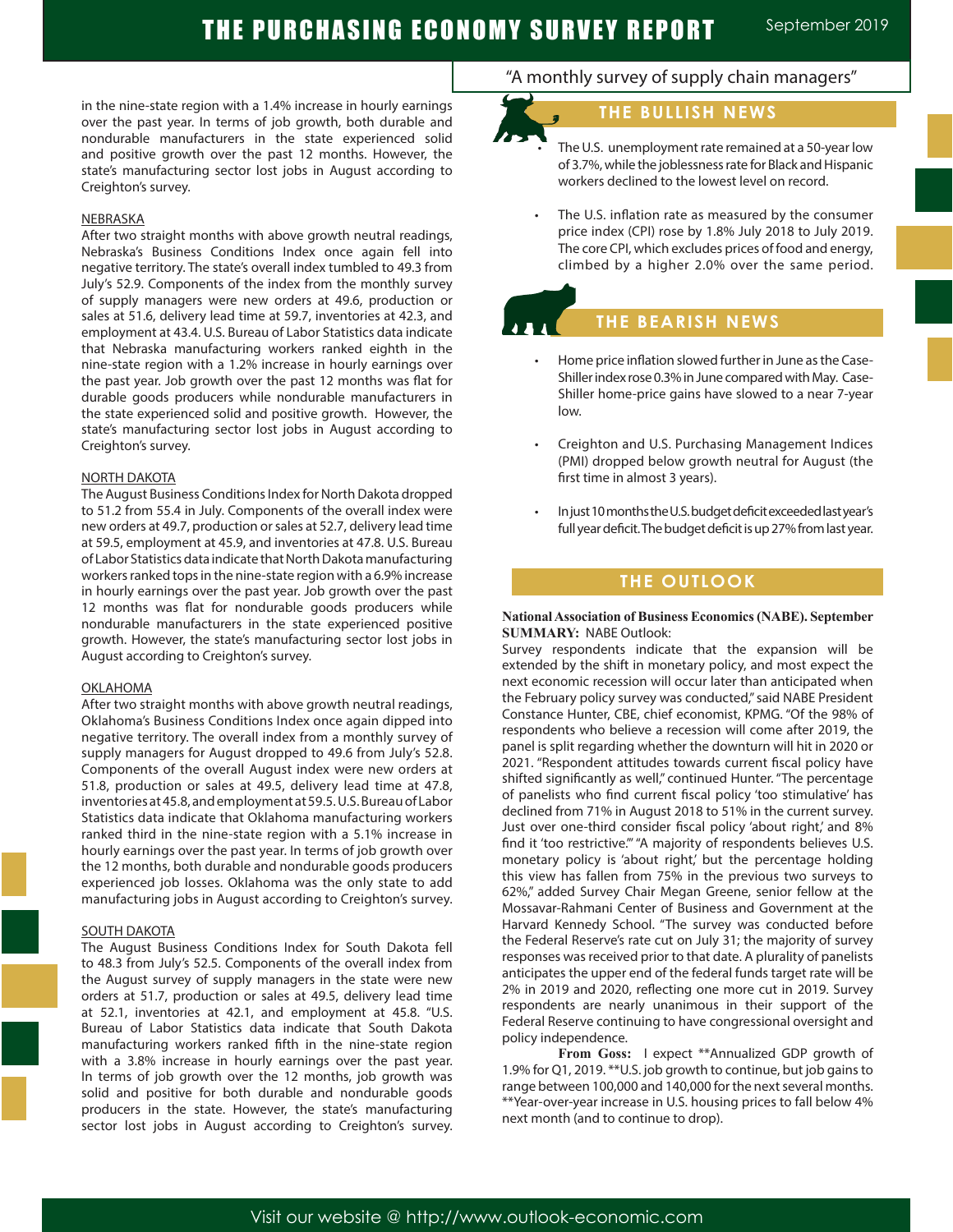in the nine-state region with a 1.4% increase in hourly earnings over the past year. In terms of job growth, both durable and nondurable manufacturers in the state experienced solid and positive growth over the past 12 months. However, the state's manufacturing sector lost jobs in August according to Creighton's survey.

### NEBRASKA

After two straight months with above growth neutral readings, Nebraska's Business Conditions Index once again fell into negative territory. The state's overall index tumbled to 49.3 from July's 52.9. Components of the index from the monthly survey of supply managers were new orders at 49.6, production or sales at 51.6, delivery lead time at 59.7, inventories at 42.3, and employment at 43.4. U.S. Bureau of Labor Statistics data indicate that Nebraska manufacturing workers ranked eighth in the nine-state region with a 1.2% increase in hourly earnings over the past year. Job growth over the past 12 months was flat for durable goods producers while nondurable manufacturers in the state experienced solid and positive growth. However, the state's manufacturing sector lost jobs in August according to Creighton's survey.

### NORTH DAKOTA

The August Business Conditions Index for North Dakota dropped to 51.2 from 55.4 in July. Components of the overall index were new orders at 49.7, production or sales at 52.7, delivery lead time at 59.5, employment at 45.9, and inventories at 47.8. U.S. Bureau of Labor Statistics data indicate that North Dakota manufacturing workers ranked tops in the nine-state region with a 6.9% increase in hourly earnings over the past year. Job growth over the past 12 months was flat for nondurable goods producers while nondurable manufacturers in the state experienced positive growth. However, the state's manufacturing sector lost jobs in August according to Creighton's survey.

### OKLAHOMA

After two straight months with above growth neutral readings, Oklahoma's Business Conditions Index once again dipped into negative territory. The overall index from a monthly survey of supply managers for August dropped to 49.6 from July's 52.8. Components of the overall August index were new orders at 51.8, production or sales at 49.5, delivery lead time at 47.8, inventories at 45.8, and employment at 59.5. U.S. Bureau of Labor Statistics data indicate that Oklahoma manufacturing workers ranked third in the nine-state region with a 5.1% increase in hourly earnings over the past year. In terms of job growth over the 12 months, both durable and nondurable goods producers experienced job losses. Oklahoma was the only state to add manufacturing jobs in August according to Creighton's survey.

### SOUTH DAKOTA

The August Business Conditions Index for South Dakota fell to 48.3 from July's 52.5. Components of the overall index from the August survey of supply managers in the state were new orders at 51.7, production or sales at 49.5, delivery lead time at 52.1, inventories at 42.1, and employment at 45.8. "U.S. Bureau of Labor Statistics data indicate that South Dakota manufacturing workers ranked fifth in the nine-state region with a 3.8% increase in hourly earnings over the past year. In terms of job growth over the 12 months, job growth was solid and positive for both durable and nondurable goods producers in the state. However, the state's manufacturing sector lost jobs in August according to Creighton's survey.

"A monthly survey of supply chain managers"

## THE BULLISH NEWS

- The U.S. unemployment rate remained at a 50-year low of 3.7%, while the joblessness rate for Black and Hispanic workers declined to the lowest level on record.
- The U.S. inflation rate as measured by the consumer price index (CPI) rose by 1.8% July 2018 to July 2019. The core CPI, which excludes prices of food and energy, climbed by a higher 2.0% over the same period.

## THE BEARISH NEWS

- Home price inflation slowed further in June as the Case-Shiller index rose 0.3% in June compared with May. Case-Shiller home-price gains have slowed to a near 7-year low.
- Creighton and U.S. Purchasing Management Indices (PMI) dropped below growth neutral for August (the first time in almost 3 years).
- In just 10 months the U.S. budget deficit exceeded last year's full year deficit. The budget deficit is up 27% from last year.

## THE OUTLOOK

**National Association of Business Economics (NABE). September SUMMARY:** NABE Outlook:

Survey respondents indicate that the expansion will be extended by the shift in monetary policy, and most expect the next economic recession will occur later than anticipated when the February policy survey was conducted," said NABE President Constance Hunter, CBE, chief economist, KPMG. "Of the 98% of respondents who believe a recession will come after 2019, the panel is split regarding whether the downturn will hit in 2020 or 2021. "Respondent attitudes towards current fiscal policy have shifted significantly as well," continued Hunter. "The percentage of panelists who find current fiscal policy 'too stimulative' has declined from 71% in August 2018 to 51% in the current survey. Just over one-third consider fiscal policy 'about right,' and 8% find it 'too restrictive.'" "A majority of respondents believes U.S. monetary policy is 'about right,' but the percentage holding this view has fallen from 75% in the previous two surveys to 62%," added Survey Chair Megan Greene, senior fellow at the Mossavar-Rahmani Center of Business and Government at the Harvard Kennedy School. "The survey was conducted before the Federal Reserve's rate cut on July 31; the majority of survey responses was received prior to that date. A plurality of panelists anticipates the upper end of the federal funds target rate will be 2% in 2019 and 2020, reflecting one more cut in 2019. Survey respondents are nearly unanimous in their support of the Federal Reserve continuing to have congressional oversight and policy independence.

**From Goss:** I expect **Annualized GDP growth of 1.9% for Q1, 2019. **U.S. job growth to continue, but job gains to range between 100,000 and 140,000 for the next several months. **Year-over-year increase in U.S. housing prices to fall below 4% next month (and to continue to drop).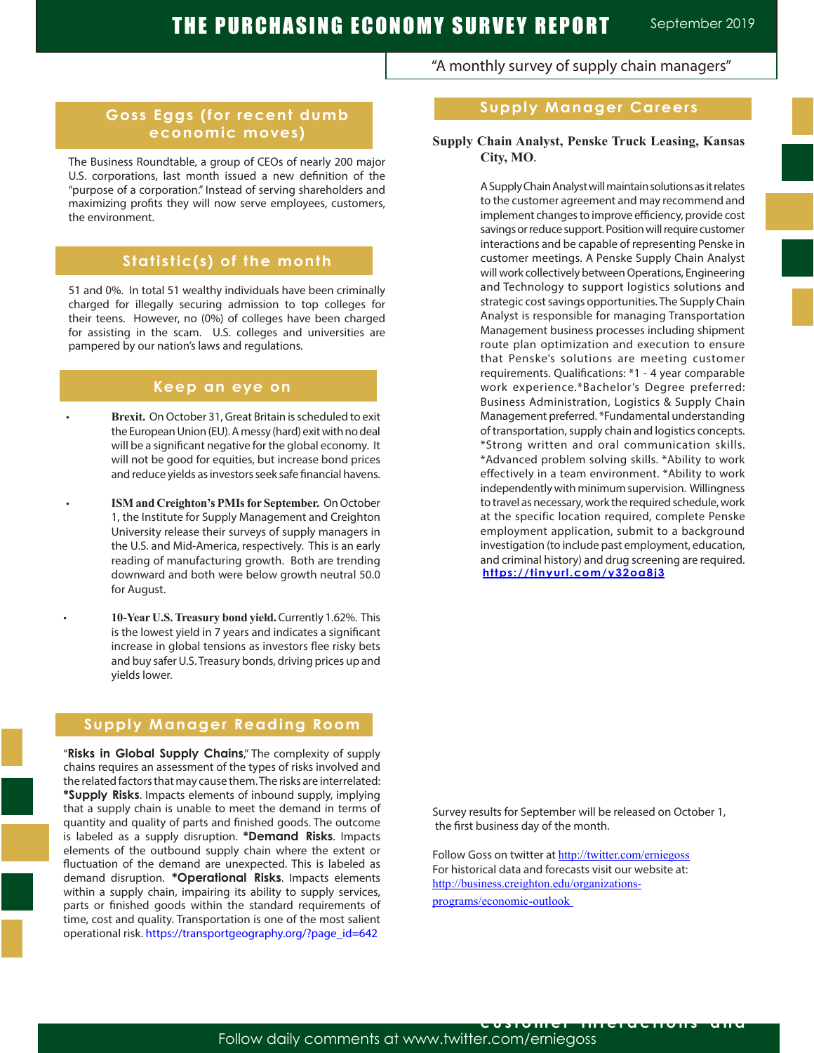## Goss Eggs (for recent dumb economic moves)

The Business Roundtable, a group of CEOs of nearly 200 major U.S. corporations, last month issued a new definition of the "purpose of a corporation." Instead of serving shareholders and maximizing profits they will now serve employees, customers, the environment.

## Statistic(s) of the month

51 and 0%. In total 51 wealthy individuals have been criminally charged for illegally securing admission to top colleges for their teens. However, no (0%) of colleges have been charged for assisting in the scam. U.S. colleges and universities are pampered by our nation's laws and regulations.

## Keep an eye on

- **Brexit.** On October 31, Great Britain is scheduled to exit the European Union (EU). A messy (hard) exit with no deal will be a significant negative for the global economy. It will not be good for equities, but increase bond prices and reduce yields as investors seek safe financial havens.

- **ISM and Creighton's PMIs for September.** On October 1, the Institute for Supply Management and Creighton University release their surveys of supply managers in the U.S. and Mid-America, respectively. This is an early reading of manufacturing growth. Both are trending downward and both were below growth neutral 50.0 for August.

- **10-Year U.S. Treasury bond yield.** Currently 1.62%. This is the lowest yield in 7 years and indicates a significant increase in global tensions as investors flee risky bets and buy safer U.S. Treasury bonds, driving prices up and yields lower.

## Supply Manager Reading Room

"**Risks in Global Supply Chains**," The complexity of supply chains requires an assessment of the types of risks involved and the related factors that may cause them. The risks are interrelated: ***Supply Risks**. Impacts elements of inbound supply, implying that a supply chain is unable to meet the demand in terms of quantity and quality of parts and finished goods. The outcome is labeled as a supply disruption. ***Demand Risks**. Impacts elements of the outbound supply chain where the extent or fluctuation of the demand are unexpected. This is labeled as demand disruption. ***Operational Risks**. Impacts elements within a supply chain, impairing its ability to supply services, parts or finished goods within the standard requirements of time, cost and quality. Transportation is one of the most salient operational risk. https://transportgeography.org/?page_id=642

## Supply Manager Careers

**Supply Chain Analyst, Penske Truck Leasing, Kansas City, MO.**

A Supply Chain Analyst will maintain solutions as it relates to the customer agreement and may recommend and implement changes to improve efficiency, provide cost savings or reduce support. Position will require customer interactions and be capable of representing Penske in customer meetings. A Penske Supply Chain Analyst will work collectively between Operations, Engineering and Technology to support logistics solutions and strategic cost savings opportunities. The Supply Chain Analyst is responsible for managing Transportation Management business processes including shipment route plan optimization and execution to ensure that Penske's solutions are meeting customer requirements. Qualifications: *1 - 4 year comparable work experience.*Bachelor's Degree preferred: Business Administration, Logistics & Supply Chain Management preferred. *Fundamental understanding of transportation, supply chain and logistics concepts. *Strong written and oral communication skills. *Advanced problem solving skills. *Ability to work effectively in a team environment. *Ability to work independently with minimum supervision. Willingness to travel as necessary, work the required schedule, work at the specific location required, complete Penske employment application, submit to a background investigation (to include past employment, education, and criminal history) and drug screening are required. https://tinyurl.com/y32oa8j3

Survey results for September will be released on October 1, the first business day of the month.

Follow Goss on twitter at http://twitter.com/erniegoss
For historical data and forecasts visit our website at: http://business.creighton.edu/organizations-programs/economic-outlook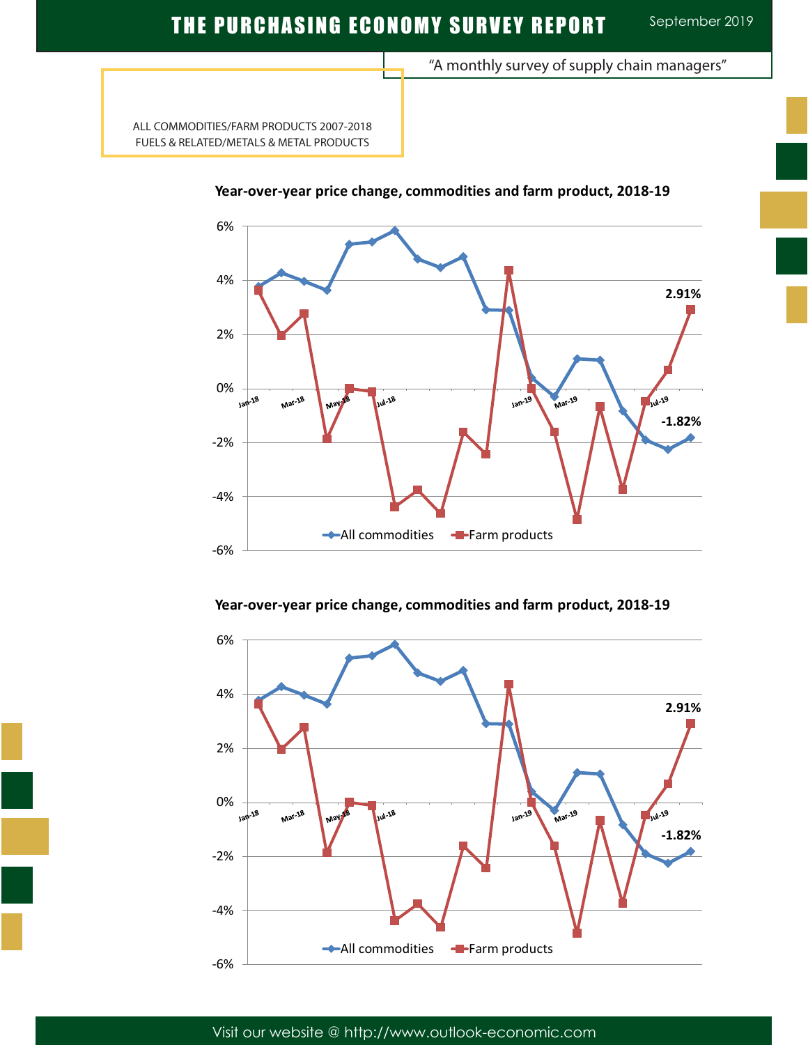# THE PURCHASING ECONOMY SURVEY REPORT

September 2019

"A monthly survey of supply chain managers"

ALL COMMODITIES/FARM PRODUCTS 2007-2018
FUELS & RELATED/METALS & METAL PRODUCTS

**Year-over-year price change, commodities and farm product, 2018-19**

6%
4%
2%
0%
-2%
-4%
-6%

Jan-18 Mar-18 May-18 Jul-18 Jan-19 Mar-19 Jul-19

2.91%
-1.82%

All commodities Farm products

**Year-over-year price change, commodities and farm product, 2018-19**

6%
4%
2%
0%
-2%
-4%
-6%

Jan-18 Mar-18 May-18 Jul-18 Jan-19 Mar-19 Jul-19

2.91%
-1.82%

All commodities Farm products

Visit our website @ http://www.outlook-economic.com